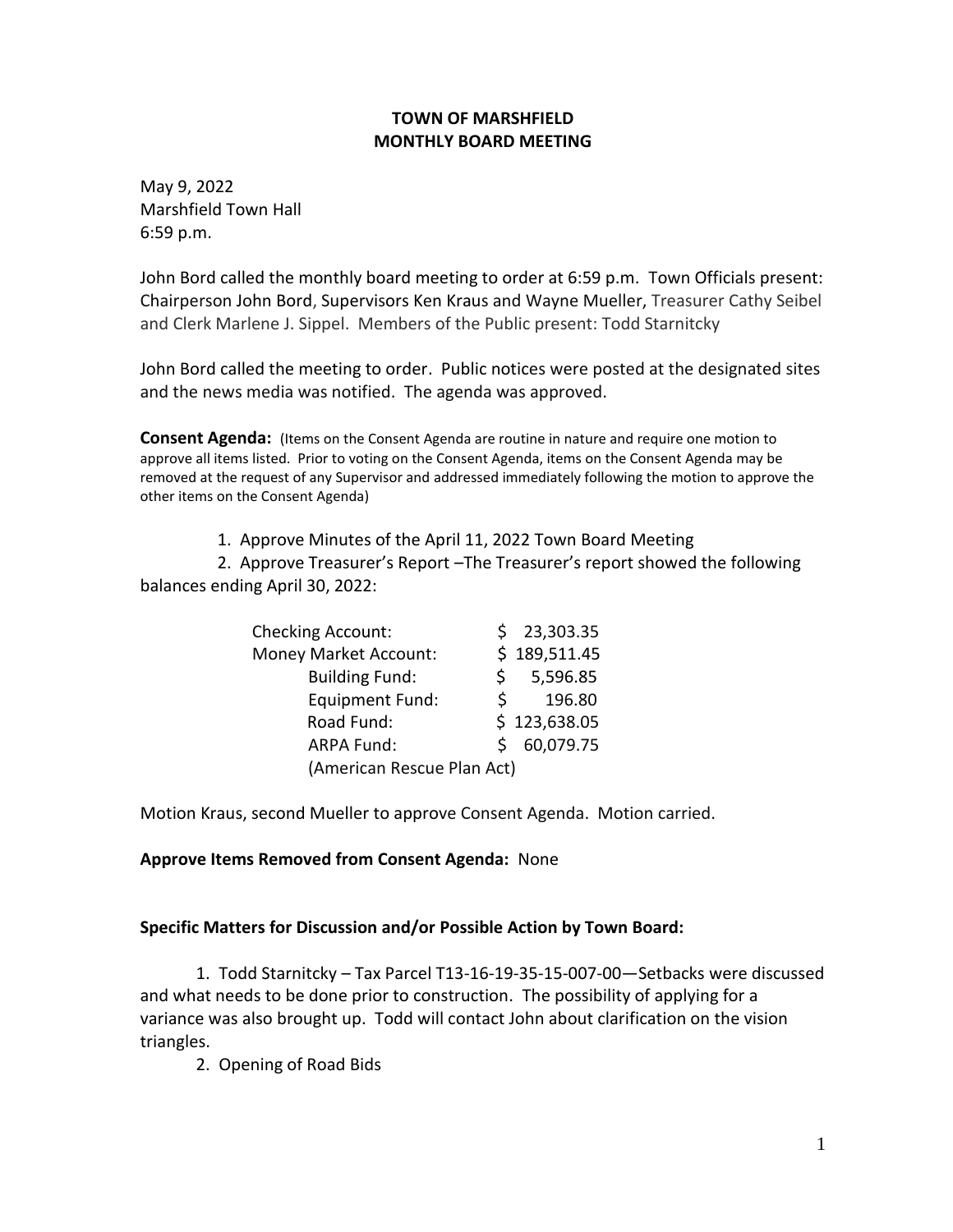# TOWN OF MARSHFIELD
## MONTHLY BOARD MEETING

May 9, 2022
Marshfield Town Hall
6:59 p.m.

John Bord called the monthly board meeting to order at 6:59 p.m. Town Officials present: Chairperson John Bord, Supervisors Ken Kraus and Wayne Mueller, Treasurer Cathy Seibel and Clerk Marlene J. Sippel. Members of the Public present: Todd Starnitcky

John Bord called the meeting to order. Public notices were posted at the designated sites and the news media was notified. The agenda was approved.

**Consent Agenda:** (Items on the Consent Agenda are routine in nature and require one motion to approve all items listed. Prior to voting on the Consent Agenda, items on the Consent Agenda may be removed at the request of any Supervisor and addressed immediately following the motion to approve the other items on the Consent Agenda)

1. Approve Minutes of the April 11, 2022 Town Board Meeting
2. Approve Treasurer's Report –The Treasurer's report showed the following balances ending April 30, 2022:

| Account | Balance |
|---|---|
| Checking Account: | $ 23,303.35 |
| Money Market Account: | $ 189,511.45 |
| Building Fund: | $ 5,596.85 |
| Equipment Fund: | $ 196.80 |
| Road Fund: | $ 123,638.05 |
| ARPA Fund: (American Rescue Plan Act) | $ 60,079.75 |

Motion Kraus, second Mueller to approve Consent Agenda. Motion carried.

**Approve Items Removed from Consent Agenda:** None

**Specific Matters for Discussion and/or Possible Action by Town Board:**

1. Todd Starnitcky – Tax Parcel T13-16-19-35-15-007-00—Setbacks were discussed and what needs to be done prior to construction. The possibility of applying for a variance was also brought up. Todd will contact John about clarification on the vision triangles.
2. Opening of Road Bids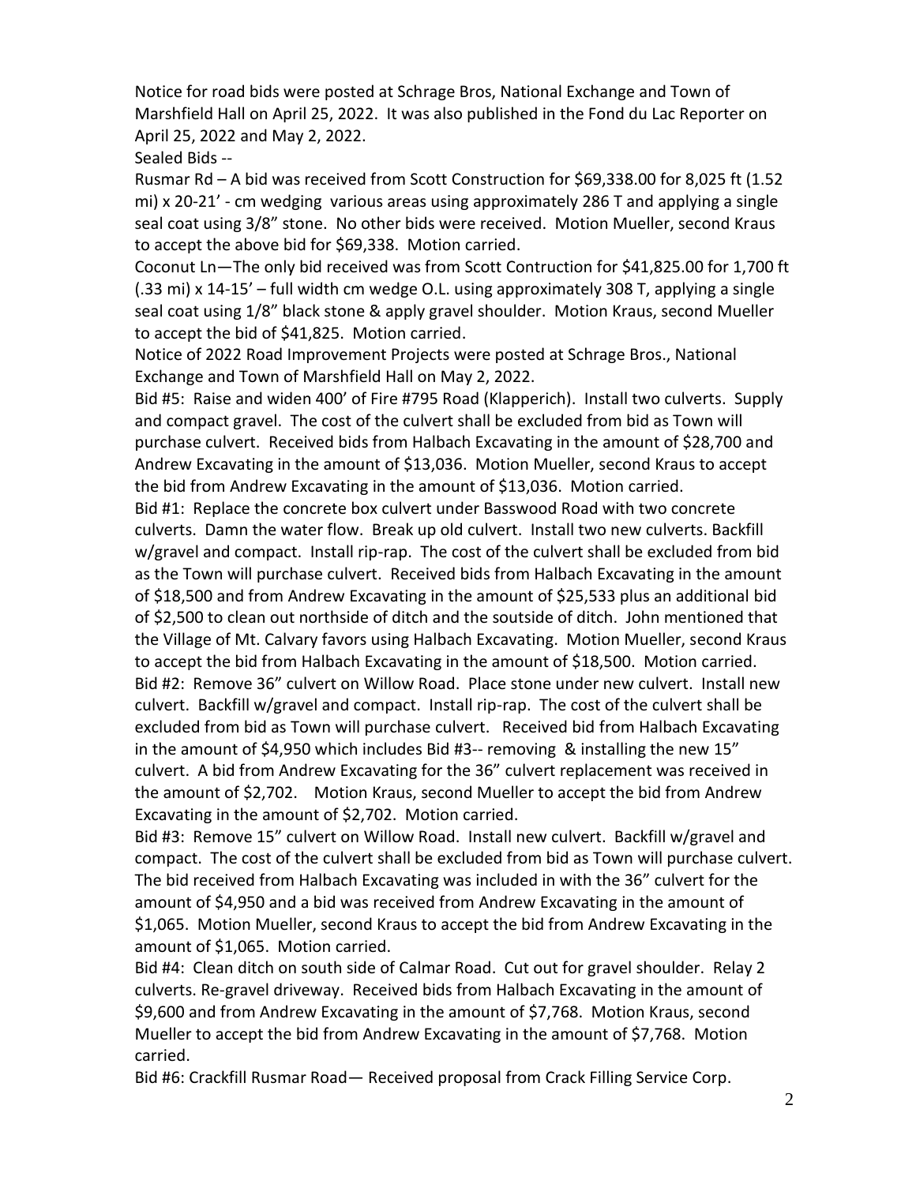Notice for road bids were posted at Schrage Bros, National Exchange and Town of Marshfield Hall on April 25, 2022. It was also published in the Fond du Lac Reporter on April 25, 2022 and May 2, 2022.

Sealed Bids --

Rusmar Rd – A bid was received from Scott Construction for $69,338.00 for 8,025 ft (1.52 mi) x 20-21' - cm wedging various areas using approximately 286 T and applying a single seal coat using 3/8" stone. No other bids were received. Motion Mueller, second Kraus to accept the above bid for $69,338. Motion carried.

Coconut Ln—The only bid received was from Scott Contruction for $41,825.00 for 1,700 ft (.33 mi) x 14-15' – full width cm wedge O.L. using approximately 308 T, applying a single seal coat using 1/8" black stone & apply gravel shoulder. Motion Kraus, second Mueller to accept the bid of $41,825. Motion carried.

Notice of 2022 Road Improvement Projects were posted at Schrage Bros., National Exchange and Town of Marshfield Hall on May 2, 2022.

Bid #5: Raise and widen 400' of Fire #795 Road (Klapperich). Install two culverts. Supply and compact gravel. The cost of the culvert shall be excluded from bid as Town will purchase culvert. Received bids from Halbach Excavating in the amount of $28,700 and Andrew Excavating in the amount of $13,036. Motion Mueller, second Kraus to accept the bid from Andrew Excavating in the amount of $13,036. Motion carried.

Bid #1: Replace the concrete box culvert under Basswood Road with two concrete culverts. Damn the water flow. Break up old culvert. Install two new culverts. Backfill w/gravel and compact. Install rip-rap. The cost of the culvert shall be excluded from bid as the Town will purchase culvert. Received bids from Halbach Excavating in the amount of $18,500 and from Andrew Excavating in the amount of $25,533 plus an additional bid of $2,500 to clean out northside of ditch and the soutside of ditch. John mentioned that the Village of Mt. Calvary favors using Halbach Excavating. Motion Mueller, second Kraus to accept the bid from Halbach Excavating in the amount of $18,500. Motion carried.

Bid #2: Remove 36" culvert on Willow Road. Place stone under new culvert. Install new culvert. Backfill w/gravel and compact. Install rip-rap. The cost of the culvert shall be excluded from bid as Town will purchase culvert. Received bid from Halbach Excavating in the amount of $4,950 which includes Bid #3-- removing & installing the new 15" culvert. A bid from Andrew Excavating for the 36" culvert replacement was received in the amount of $2,702. Motion Kraus, second Mueller to accept the bid from Andrew Excavating in the amount of $2,702. Motion carried.

Bid #3: Remove 15" culvert on Willow Road. Install new culvert. Backfill w/gravel and compact. The cost of the culvert shall be excluded from bid as Town will purchase culvert. The bid received from Halbach Excavating was included in with the 36" culvert for the amount of $4,950 and a bid was received from Andrew Excavating in the amount of $1,065. Motion Mueller, second Kraus to accept the bid from Andrew Excavating in the amount of $1,065. Motion carried.

Bid #4: Clean ditch on south side of Calmar Road. Cut out for gravel shoulder. Relay 2 culverts. Re-gravel driveway. Received bids from Halbach Excavating in the amount of $9,600 and from Andrew Excavating in the amount of $7,768. Motion Kraus, second Mueller to accept the bid from Andrew Excavating in the amount of $7,768. Motion carried.

Bid #6: Crackfill Rusmar Road— Received proposal from Crack Filling Service Corp.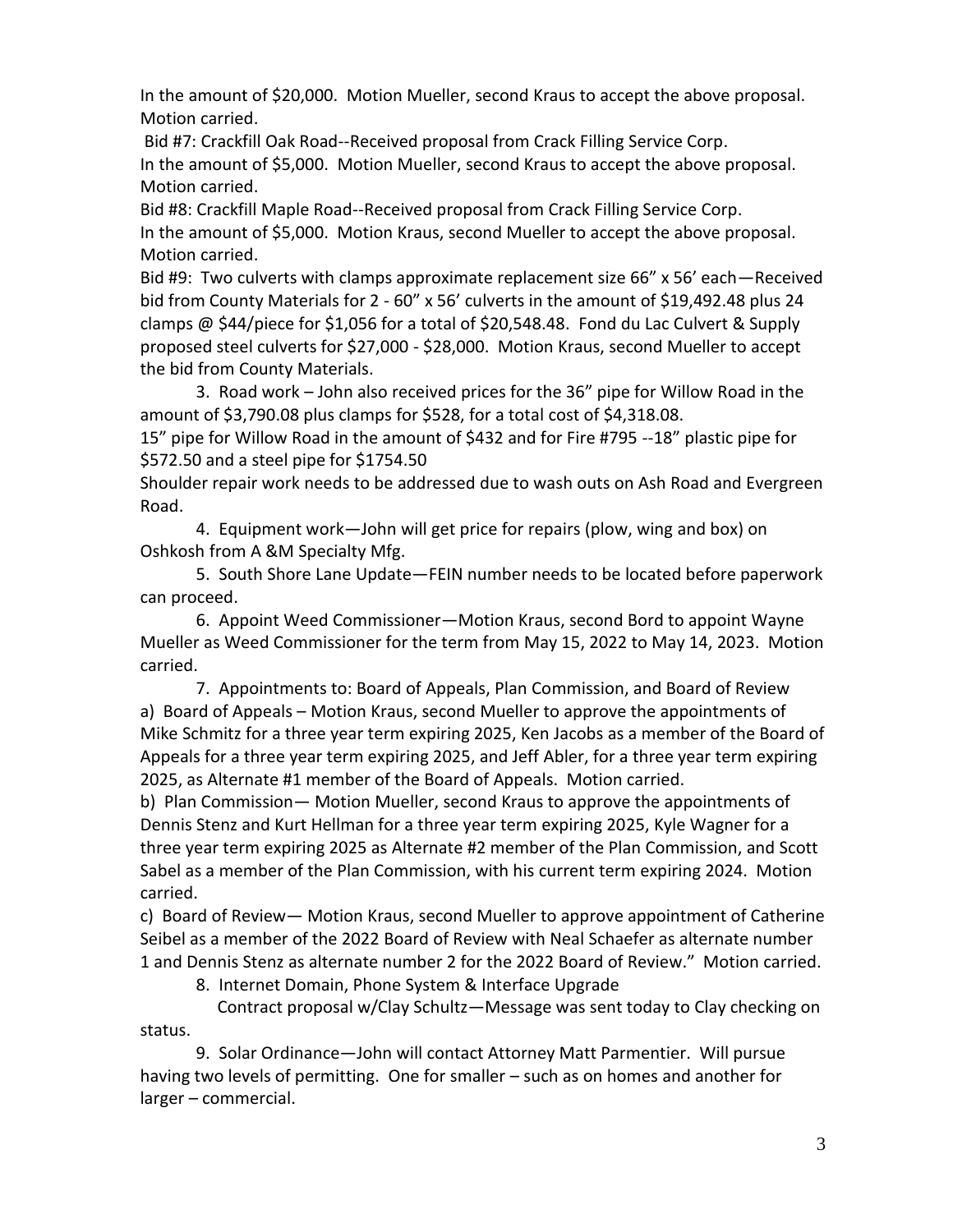In the amount of $20,000. Motion Mueller, second Kraus to accept the above proposal. Motion carried.

Bid #7: Crackfill Oak Road--Received proposal from Crack Filling Service Corp. In the amount of $5,000. Motion Mueller, second Kraus to accept the above proposal. Motion carried.

Bid #8: Crackfill Maple Road--Received proposal from Crack Filling Service Corp. In the amount of $5,000. Motion Kraus, second Mueller to accept the above proposal. Motion carried.

Bid #9: Two culverts with clamps approximate replacement size 66" x 56' each—Received bid from County Materials for 2 - 60" x 56' culverts in the amount of $19,492.48 plus 24 clamps @ $44/piece for $1,056 for a total of $20,548.48. Fond du Lac Culvert & Supply proposed steel culverts for $27,000 - $28,000. Motion Kraus, second Mueller to accept the bid from County Materials.

3. Road work – John also received prices for the 36" pipe for Willow Road in the amount of $3,790.08 plus clamps for $528, for a total cost of $4,318.08. 15" pipe for Willow Road in the amount of $432 and for Fire #795 --18" plastic pipe for $572.50 and a steel pipe for $1754.50

Shoulder repair work needs to be addressed due to wash outs on Ash Road and Evergreen Road.

4. Equipment work—John will get price for repairs (plow, wing and box) on Oshkosh from A &M Specialty Mfg.

5. South Shore Lane Update—FEIN number needs to be located before paperwork can proceed.

6. Appoint Weed Commissioner—Motion Kraus, second Bord to appoint Wayne Mueller as Weed Commissioner for the term from May 15, 2022 to May 14, 2023. Motion carried.

7. Appointments to: Board of Appeals, Plan Commission, and Board of Review

a) Board of Appeals – Motion Kraus, second Mueller to approve the appointments of Mike Schmitz for a three year term expiring 2025, Ken Jacobs as a member of the Board of Appeals for a three year term expiring 2025, and Jeff Abler, for a three year term expiring 2025, as Alternate #1 member of the Board of Appeals. Motion carried.

b) Plan Commission— Motion Mueller, second Kraus to approve the appointments of Dennis Stenz and Kurt Hellman for a three year term expiring 2025, Kyle Wagner for a three year term expiring 2025 as Alternate #2 member of the Plan Commission, and Scott Sabel as a member of the Plan Commission, with his current term expiring 2024. Motion carried.

c) Board of Review— Motion Kraus, second Mueller to approve appointment of Catherine Seibel as a member of the 2022 Board of Review with Neal Schaefer as alternate number 1 and Dennis Stenz as alternate number 2 for the 2022 Board of Review." Motion carried.

8. Internet Domain, Phone System & Interface Upgrade

Contract proposal w/Clay Schultz—Message was sent today to Clay checking on status.

9. Solar Ordinance—John will contact Attorney Matt Parmentier. Will pursue having two levels of permitting. One for smaller – such as on homes and another for larger – commercial.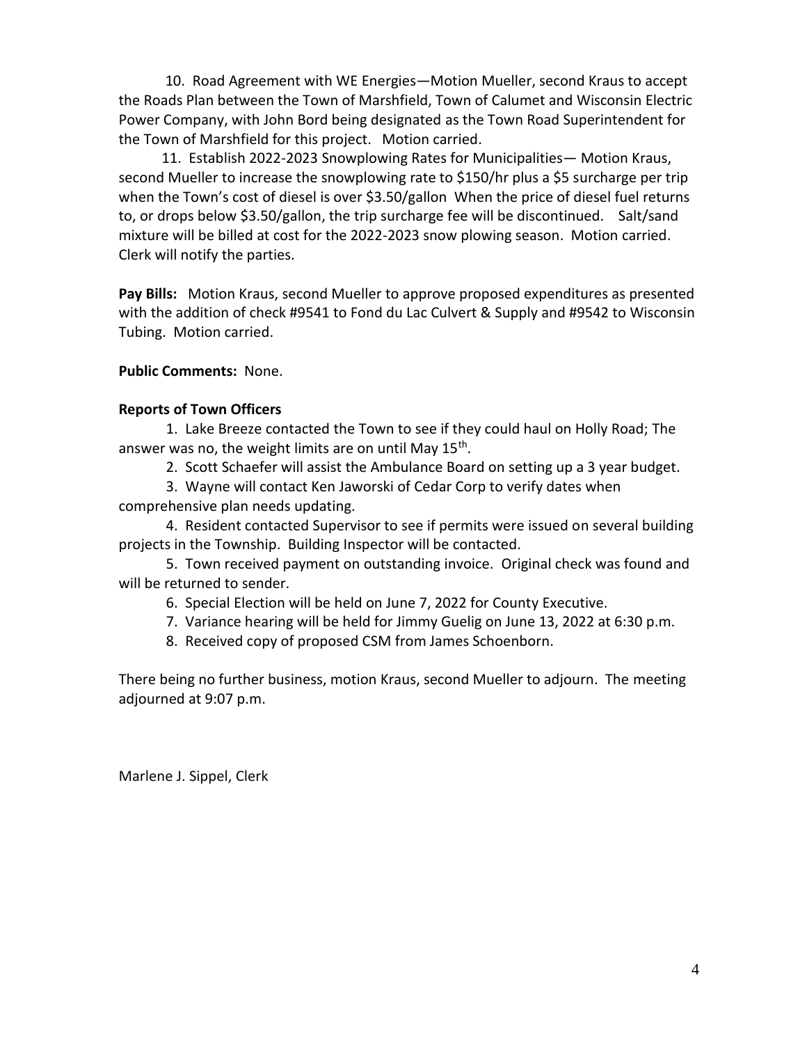10. Road Agreement with WE Energies—Motion Mueller, second Kraus to accept the Roads Plan between the Town of Marshfield, Town of Calumet and Wisconsin Electric Power Company, with John Bord being designated as the Town Road Superintendent for the Town of Marshfield for this project. Motion carried.

11. Establish 2022-2023 Snowplowing Rates for Municipalities— Motion Kraus, second Mueller to increase the snowplowing rate to $150/hr plus a $5 surcharge per trip when the Town's cost of diesel is over $3.50/gallon When the price of diesel fuel returns to, or drops below $3.50/gallon, the trip surcharge fee will be discontinued. Salt/sand mixture will be billed at cost for the 2022-2023 snow plowing season. Motion carried. Clerk will notify the parties.

**Pay Bills:** Motion Kraus, second Mueller to approve proposed expenditures as presented with the addition of check #9541 to Fond du Lac Culvert & Supply and #9542 to Wisconsin Tubing. Motion carried.

**Public Comments:** None.

**Reports of Town Officers**

1. Lake Breeze contacted the Town to see if they could haul on Holly Road; The answer was no, the weight limits are on until May 15th.
2. Scott Schaefer will assist the Ambulance Board on setting up a 3 year budget.
3. Wayne will contact Ken Jaworski of Cedar Corp to verify dates when comprehensive plan needs updating.
4. Resident contacted Supervisor to see if permits were issued on several building projects in the Township. Building Inspector will be contacted.
5. Town received payment on outstanding invoice. Original check was found and will be returned to sender.
6. Special Election will be held on June 7, 2022 for County Executive.
7. Variance hearing will be held for Jimmy Guelig on June 13, 2022 at 6:30 p.m.
8. Received copy of proposed CSM from James Schoenborn.

There being no further business, motion Kraus, second Mueller to adjourn. The meeting adjourned at 9:07 p.m.

Marlene J. Sippel, Clerk